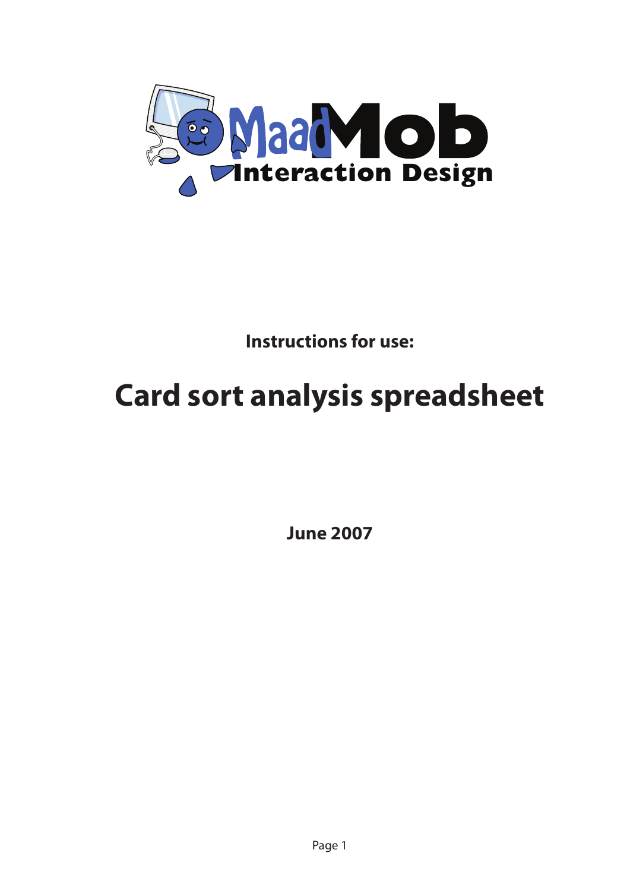MaadMob Interaction Design

**Instructions for use:**

# Card sort analysis spreadsheet

**June 2007**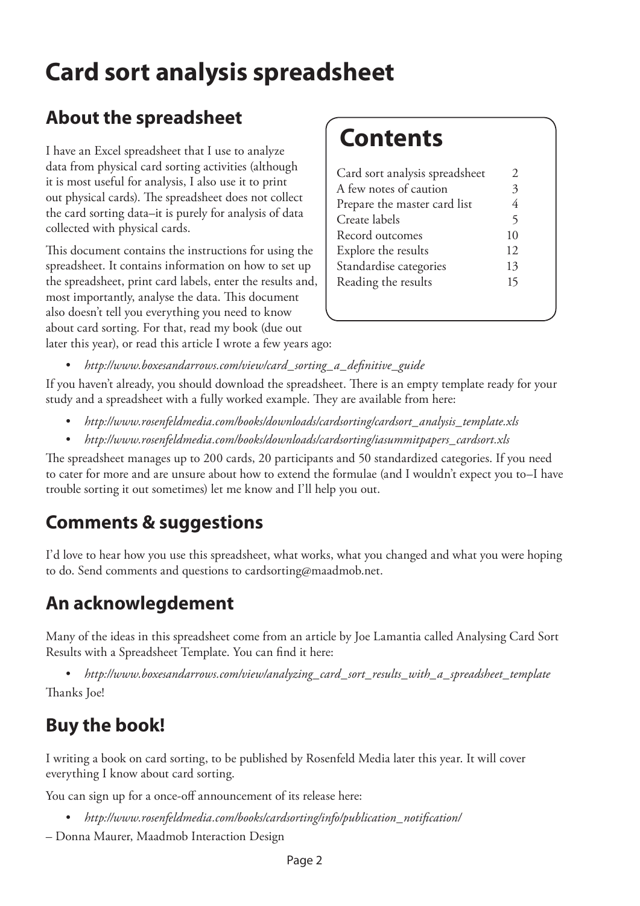# Card sort analysis spreadsheet

## About the spreadsheet

I have an Excel spreadsheet that I use to analyze data from physical card sorting activities (although it is most useful for analysis, I also use it to print out physical cards). The spreadsheet does not collect the card sorting data–it is purely for analysis of data collected with physical cards.

This document contains the instructions for using the spreadsheet. It contains information on how to set up the spreadsheet, print card labels, enter the results and, most importantly, analyse the data. This document also doesn't tell you everything you need to know about card sorting. For that, read my book (due out later this year), or read this article I wrote a few years ago:

- *http://www.boxesandarrows.com/view/card_sorting_a_definitive_guide*

If you haven't already, you should download the spreadsheet. There is an empty template ready for your study and a spreadsheet with a fully worked example. They are available from here:

- *http://www.rosenfeldmedia.com/books/downloads/cardsorting/cardsort_analysis_template.xls*
- *http://www.rosenfeldmedia.com/books/downloads/cardsorting/iasummitpapers_cardsort.xls*

The spreadsheet manages up to 200 cards, 20 participants and 50 standardized categories. If you need to cater for more and are unsure about how to extend the formulae (and I wouldn't expect you to–I have trouble sorting it out sometimes) let me know and I'll help you out.

## Contents

| | |
|---|---|
| Card sort analysis spreadsheet | 2 |
| A few notes of caution | 3 |
| Prepare the master card list | 4 |
| Create labels | 5 |
| Record outcomes | 10 |
| Explore the results | 12 |
| Standardise categories | 13 |
| Reading the results | 15 |

## Comments & suggestions

I'd love to hear how you use this spreadsheet, what works, what you changed and what you were hoping to do. Send comments and questions to cardsorting@maadmob.net.

## An acknowlegdement

Many of the ideas in this spreadsheet come from an article by Joe Lamantia called Analysing Card Sort Results with a Spreadsheet Template. You can find it here:

- *http://www.boxesandarrows.com/view/analyzing_card_sort_results_with_a_spreadsheet_template*

Thanks Joe!

## Buy the book!

I writing a book on card sorting, to be published by Rosenfeld Media later this year. It will cover everything I know about card sorting.

You can sign up for a once-off announcement of its release here:

- *http://www.rosenfeldmedia.com/books/cardsorting/info/publication_notification/*

– Donna Maurer, Maadmob Interaction Design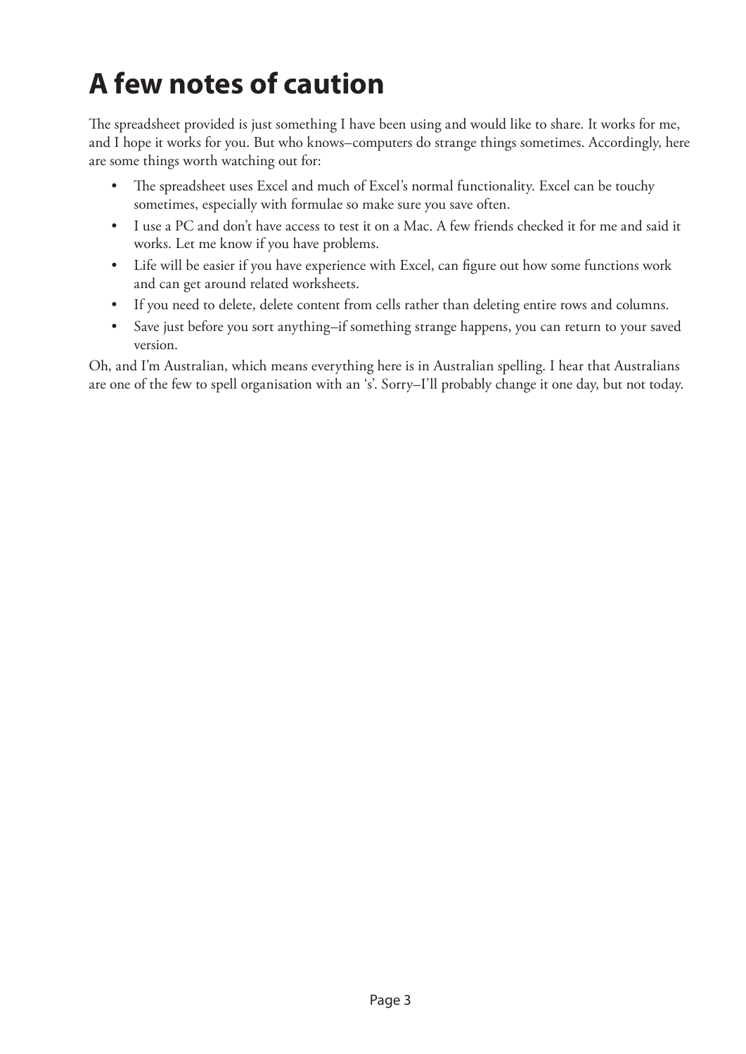# A few notes of caution

The spreadsheet provided is just something I have been using and would like to share. It works for me, and I hope it works for you. But who knows–computers do strange things sometimes. Accordingly, here are some things worth watching out for:

- The spreadsheet uses Excel and much of Excel's normal functionality. Excel can be touchy sometimes, especially with formulae so make sure you save often.
- I use a PC and don't have access to test it on a Mac. A few friends checked it for me and said it works. Let me know if you have problems.
- Life will be easier if you have experience with Excel, can figure out how some functions work and can get around related worksheets.
- If you need to delete, delete content from cells rather than deleting entire rows and columns.
- Save just before you sort anything–if something strange happens, you can return to your saved version.

Oh, and I'm Australian, which means everything here is in Australian spelling. I hear that Australians are one of the few to spell organisation with an 's'. Sorry–I'll probably change it one day, but not today.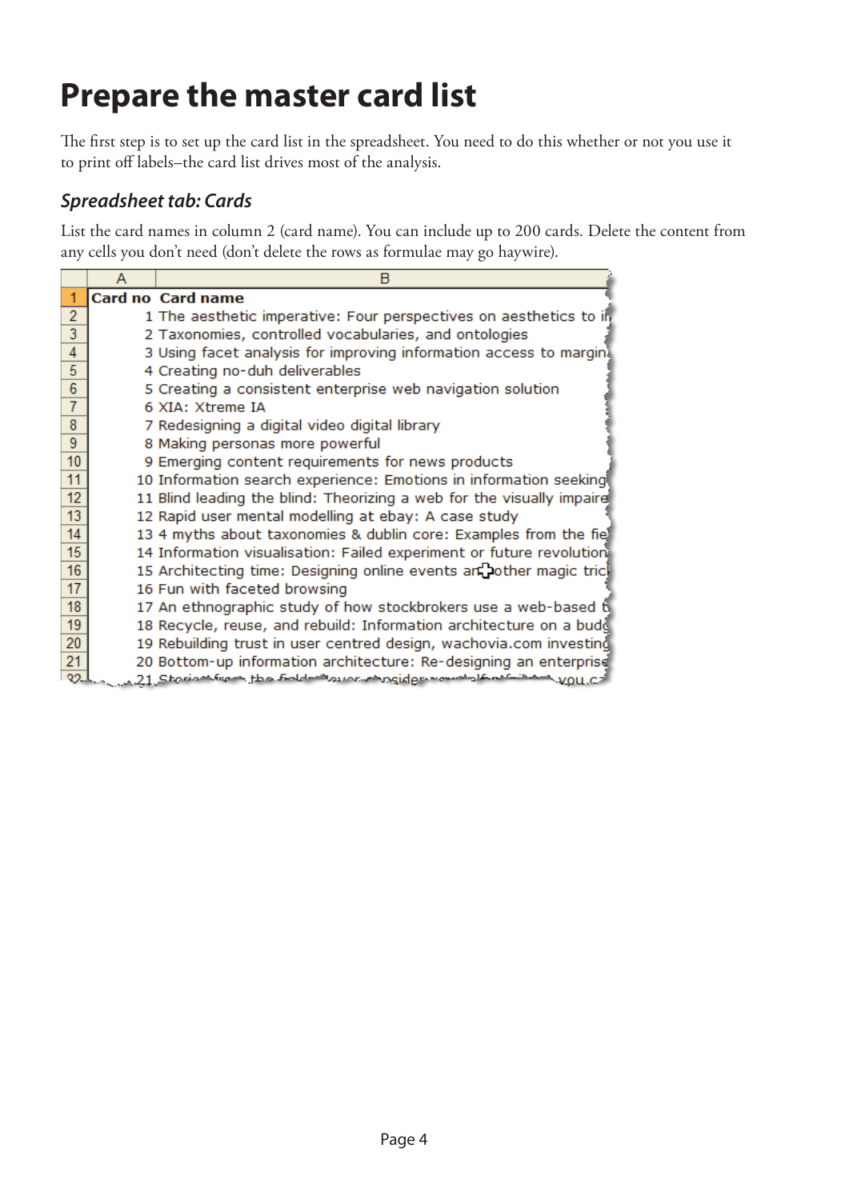# Prepare the master card list

The first step is to set up the card list in the spreadsheet. You need to do this whether or not you use it to print off labels–the card list drives most of the analysis.

### *Spreadsheet tab: Cards*

List the card names in column 2 (card name). You can include up to 200 cards. Delete the content from any cells you don't need (don't delete the rows as formulae may go haywire).

| | A | B |
|---|---|---|
| 1 | Card no | Card name |
| 2 | 1 | The aesthetic imperative: Four perspectives on aesthetics to i |
| 3 | 2 | Taxonomies, controlled vocabularies, and ontologies |
| 4 | 3 | Using facet analysis for improving information access to margin |
| 5 | 4 | Creating no-duh deliverables |
| 6 | 5 | Creating a consistent enterprise web navigation solution |
| 7 | 6 | XIA: Xtreme IA |
| 8 | 7 | Redesigning a digital video digital library |
| 9 | 8 | Making personas more powerful |
| 10 | 9 | Emerging content requirements for news products |
| 11 | 10 | Information search experience: Emotions in information seeking |
| 12 | 11 | Blind leading the blind: Theorizing a web for the visually impaire |
| 13 | 12 | Rapid user mental modelling at ebay: A case study |
| 14 | 13 | 4 myths about taxonomies & dublin core: Examples from the fie |
| 15 | 14 | Information visualisation: Failed experiment or future revolution |
| 16 | 15 | Architecting time: Designing online events and other magic tric |
| 17 | 16 | Fun with faceted browsing |
| 18 | 17 | An ethnographic study of how stockbrokers use a web-based t |
| 19 | 18 | Recycle, reuse, and rebuild: Information architecture on a bud |
| 20 | 19 | Rebuilding trust in user centred design, wachovia.com investing |
| 21 | 20 | Bottom-up information architecture: Re-designing an enterprise |
| 22 | 21 | Stories from the field... |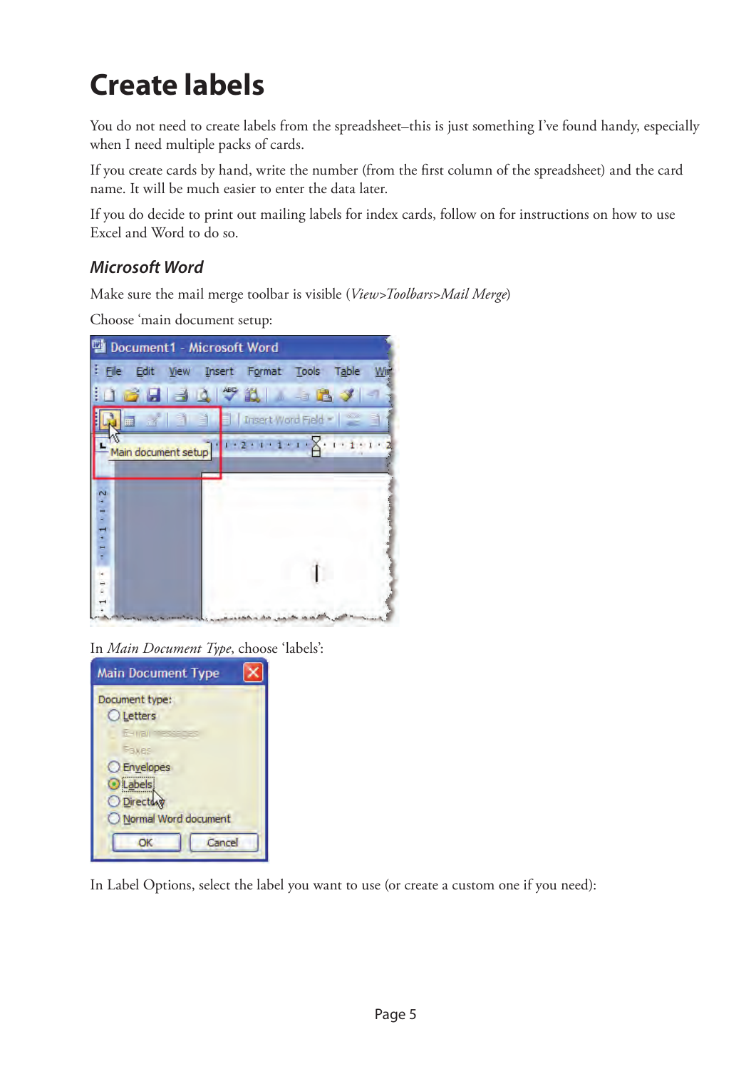# Create labels

You do not need to create labels from the spreadsheet–this is just something I've found handy, especially when I need multiple packs of cards.

If you create cards by hand, write the number (from the first column of the spreadsheet) and the card name. It will be much easier to enter the data later.

If you do decide to print out mailing labels for index cards, follow on for instructions on how to use Excel and Word to do so.

## *Microsoft Word*

Make sure the mail merge toolbar is visible (*View>Toolbars>Mail Merge*)

Choose 'main document setup:

In *Main Document Type*, choose 'labels':

In Label Options, select the label you want to use (or create a custom one if you need):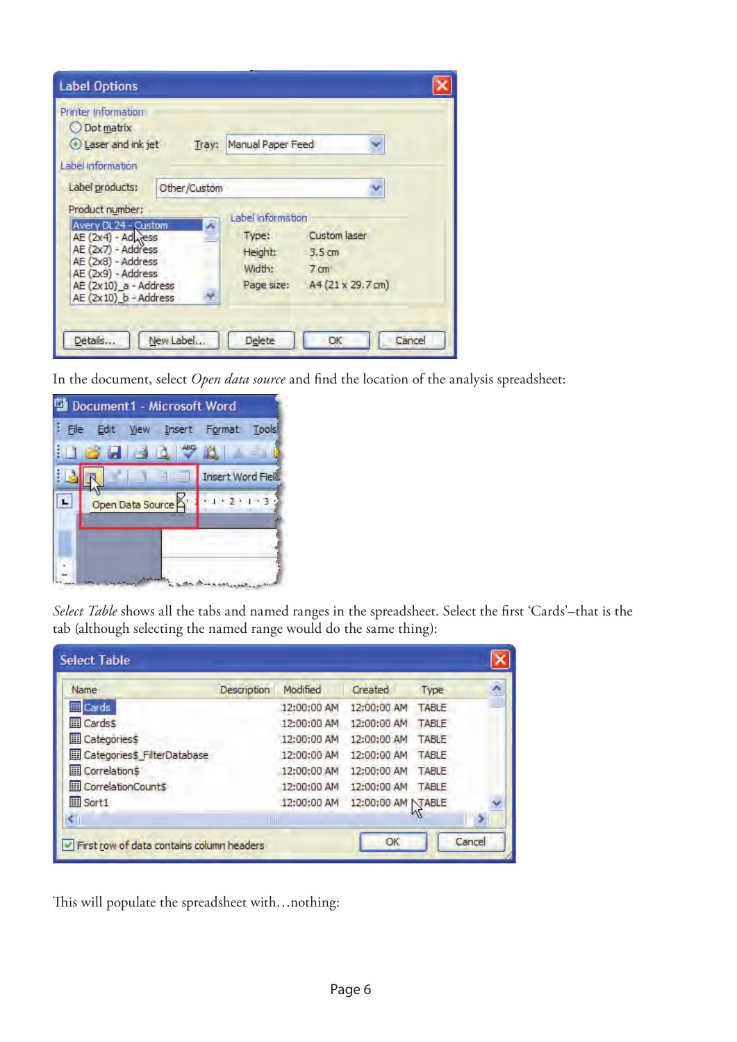In the document, select *Open data source* and find the location of the analysis spreadsheet:

*Select Table* shows all the tabs and named ranges in the spreadsheet. Select the first 'Cards'–that is the tab (although selecting the named range would do the same thing):

This will populate the spreadsheet with…nothing: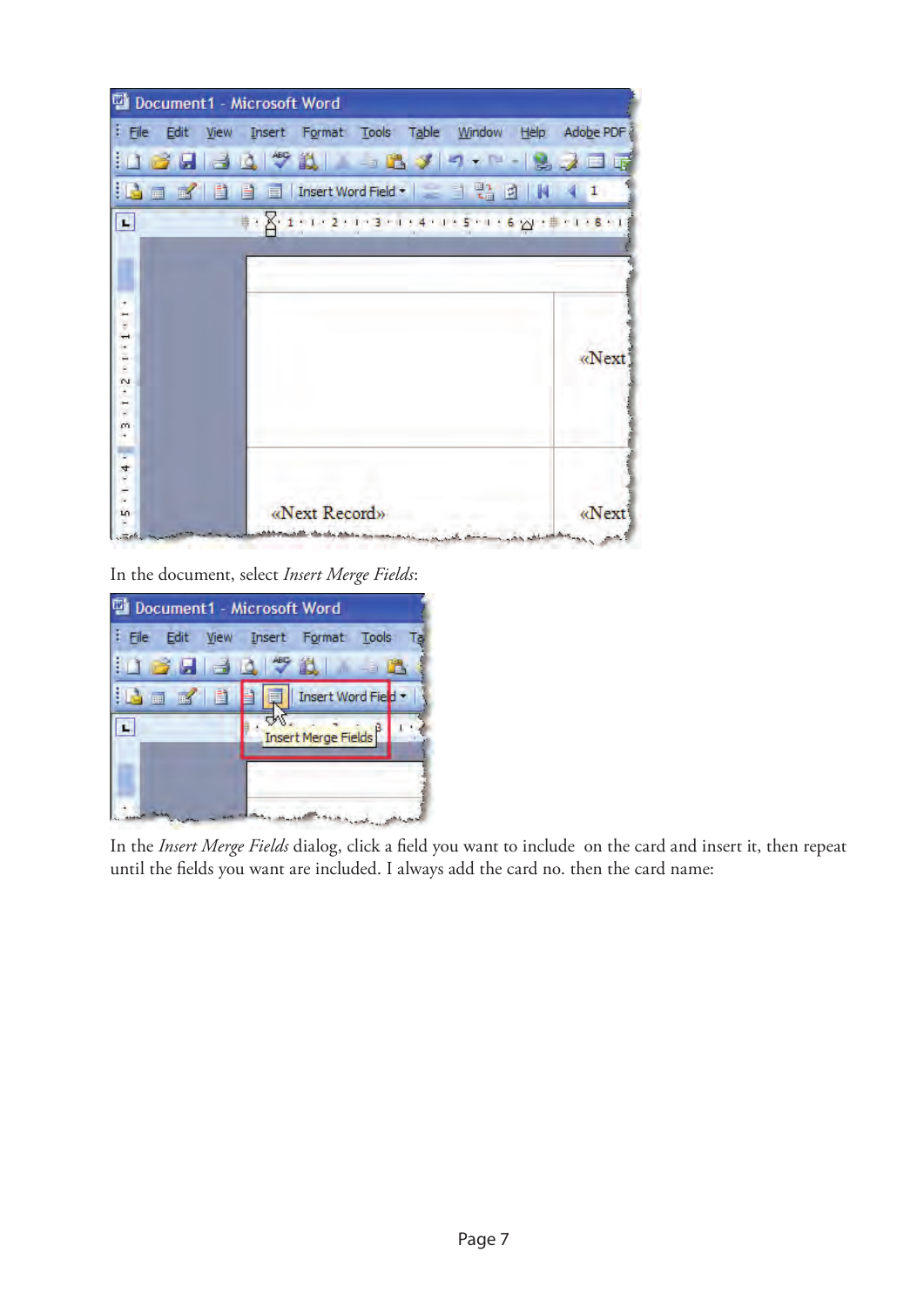In the document, select *Insert Merge Fields*:

In the *Insert Merge Fields* dialog, click a field you want to include on the card and insert it, then repeat until the fields you want are included. I always add the card no. then the card name: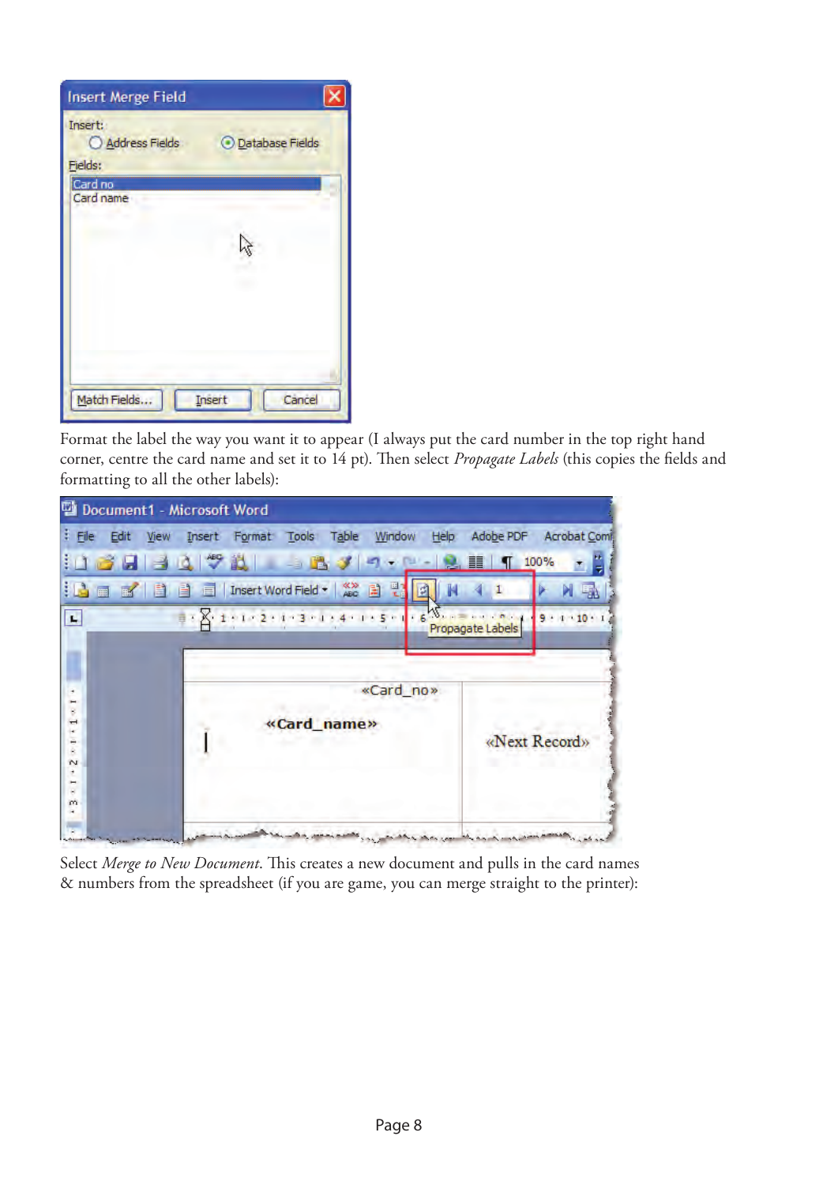Format the label the way you want it to appear (I always put the card number in the top right hand corner, centre the card name and set it to 14 pt). Then select *Propagate Labels* (this copies the fields and formatting to all the other labels):

Select *Merge to New Document*. This creates a new document and pulls in the card names & numbers from the spreadsheet (if you are game, you can merge straight to the printer):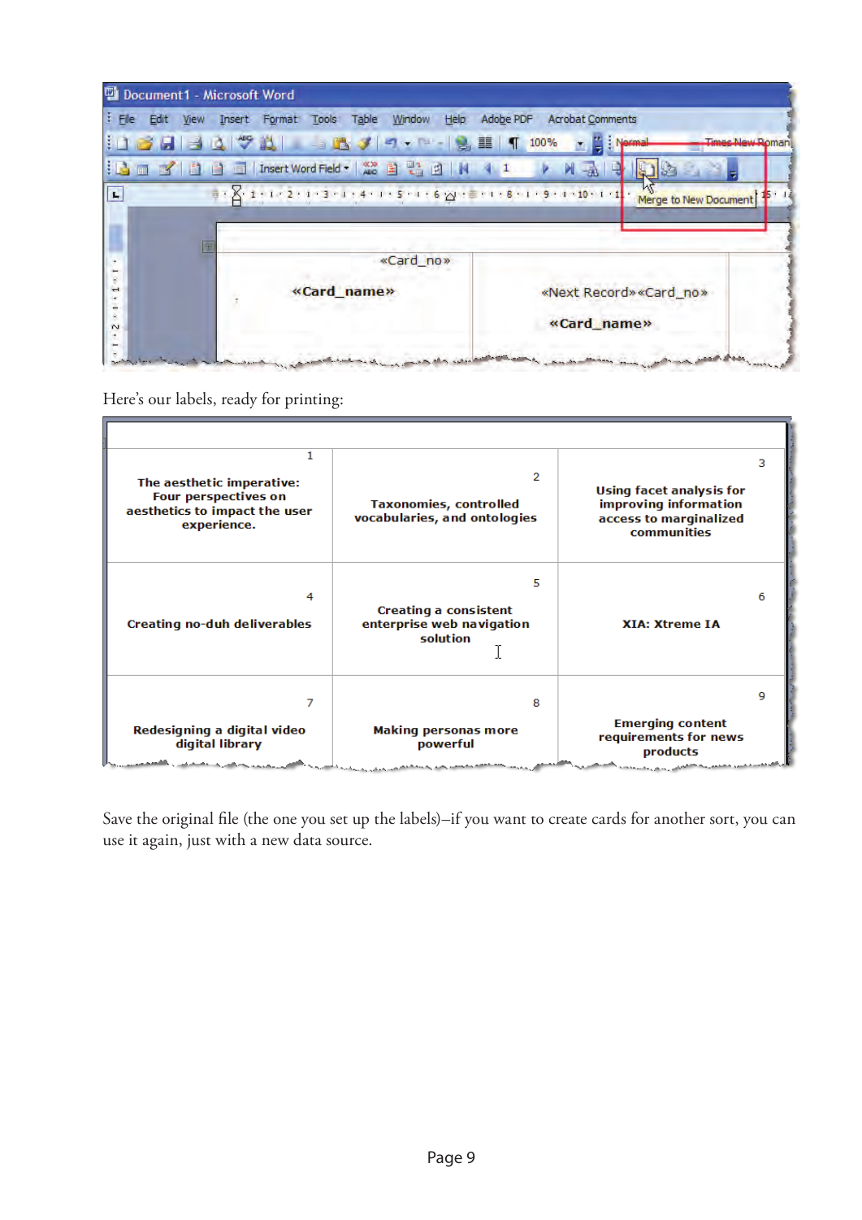Here's our labels, ready for printing:

Save the original file (the one you set up the labels)–if you want to create cards for another sort, you can use it again, just with a new data source.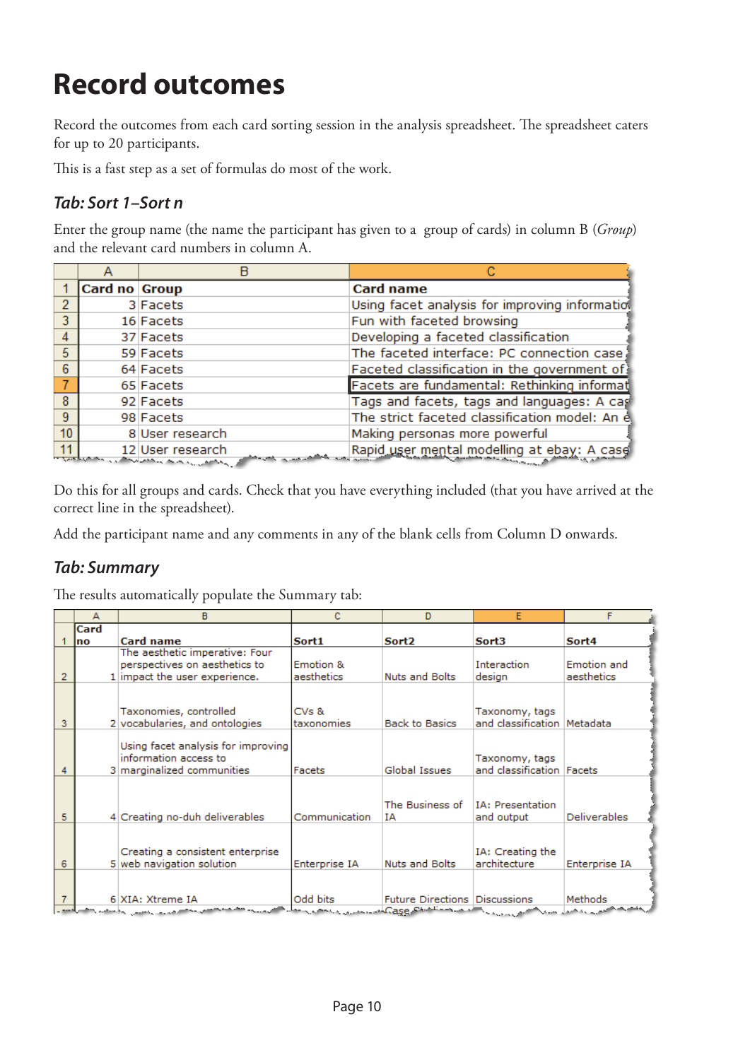# Record outcomes

Record the outcomes from each card sorting session in the analysis spreadsheet. The spreadsheet caters for up to 20 participants.

This is a fast step as a set of formulas do most of the work.

### *Tab: Sort 1–Sort n*

Enter the group name (the name the participant has given to a group of cards) in column B (*Group*) and the relevant card numbers in column A.

| | A | B | C |
|---|---|---|---|
| 1 | Card no | Group | Card name |
| 2 | 3 | Facets | Using facet analysis for improving informatio |
| 3 | 16 | Facets | Fun with faceted browsing |
| 4 | 37 | Facets | Developing a faceted classification |
| 5 | 59 | Facets | The faceted interface: PC connection case |
| 6 | 64 | Facets | Faceted classification in the government of |
| 7 | 65 | Facets | Facets are fundamental: Rethinking informat |
| 8 | 92 | Facets | Tags and facets, tags and languages: A cas |
| 9 | 98 | Facets | The strict faceted classification model: An e |
| 10 | 8 | User research | Making personas more powerful |
| 11 | 12 | User research | Rapid user mental modelling at ebay: A case |

Do this for all groups and cards. Check that you have everything included (that you have arrived at the correct line in the spreadsheet).

Add the participant name and any comments in any of the blank cells from Column D onwards.

### *Tab: Summary*

The results automatically populate the Summary tab:

| | A | B | C | D | E | F |
|---|---|---|---|---|---|---|
| 1 | Card no | Card name | Sort1 | Sort2 | Sort3 | Sort4 |
| 2 | 1 | The aesthetic imperative: Four perspectives on aesthetics to impact the user experience. | Emotion & aesthetics | Nuts and Bolts | Interaction design | Emotion and aesthetics |
| 3 | 2 | Taxonomies, controlled vocabularies, and ontologies | CVs & taxonomies | Back to Basics | Taxonomy, tags and classification | Metadata |
| 4 | 3 | Using facet analysis for improving information access to marginalized communities | Facets | Global Issues | Taxonomy, tags and classification | Facets |
| 5 | 4 | Creating no-duh deliverables | Communication | The Business of IA | IA: Presentation and output | Deliverables |
| 6 | 5 | Creating a consistent enterprise web navigation solution | Enterprise IA | Nuts and Bolts | IA: Creating the architecture | Enterprise IA |
| 7 | 6 | XIA: Xtreme IA | Odd bits | Future Directions | Discussions | Methods |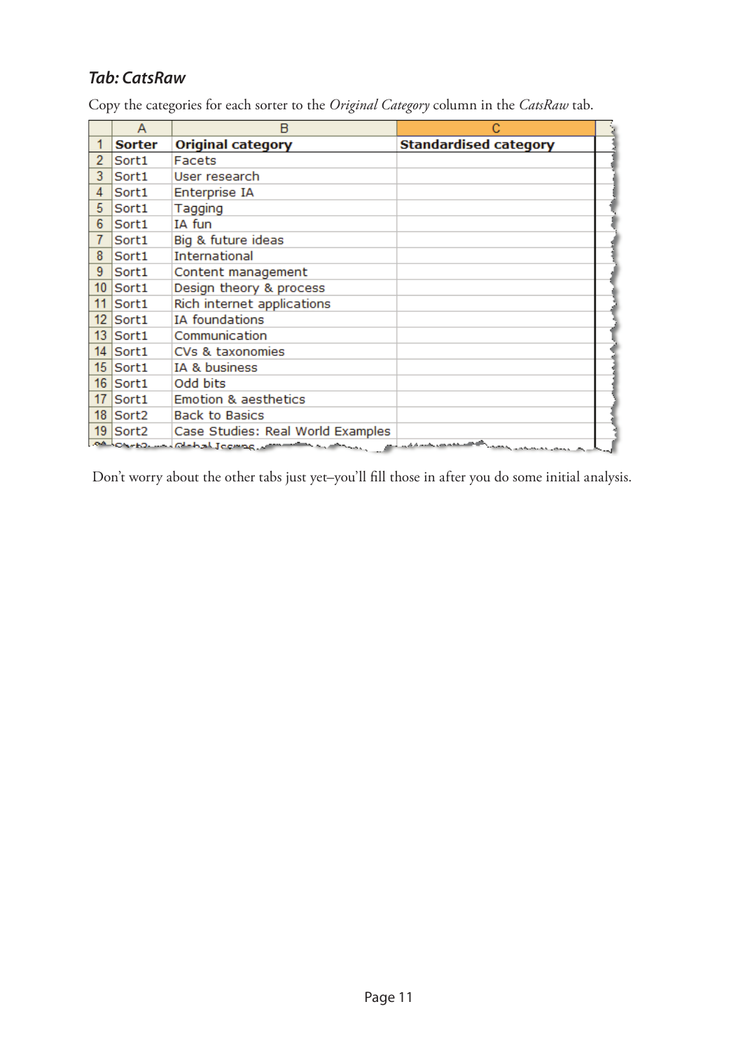### *Tab: CatsRaw*

Copy the categories for each sorter to the *Original Category* column in the *CatsRaw* tab.

| | A | B | C |
|---|---|---|---|
| 1 | **Sorter** | **Original category** | **Standardised category** |
| 2 | Sort1 | Facets | |
| 3 | Sort1 | User research | |
| 4 | Sort1 | Enterprise IA | |
| 5 | Sort1 | Tagging | |
| 6 | Sort1 | IA fun | |
| 7 | Sort1 | Big & future ideas | |
| 8 | Sort1 | International | |
| 9 | Sort1 | Content management | |
| 10 | Sort1 | Design theory & process | |
| 11 | Sort1 | Rich internet applications | |
| 12 | Sort1 | IA foundations | |
| 13 | Sort1 | Communication | |
| 14 | Sort1 | CVs & taxonomies | |
| 15 | Sort1 | IA & business | |
| 16 | Sort1 | Odd bits | |
| 17 | Sort1 | Emotion & aesthetics | |
| 18 | Sort2 | Back to Basics | |
| 19 | Sort2 | Case Studies: Real World Examples | |

Don't worry about the other tabs just yet–you'll fill those in after you do some initial analysis.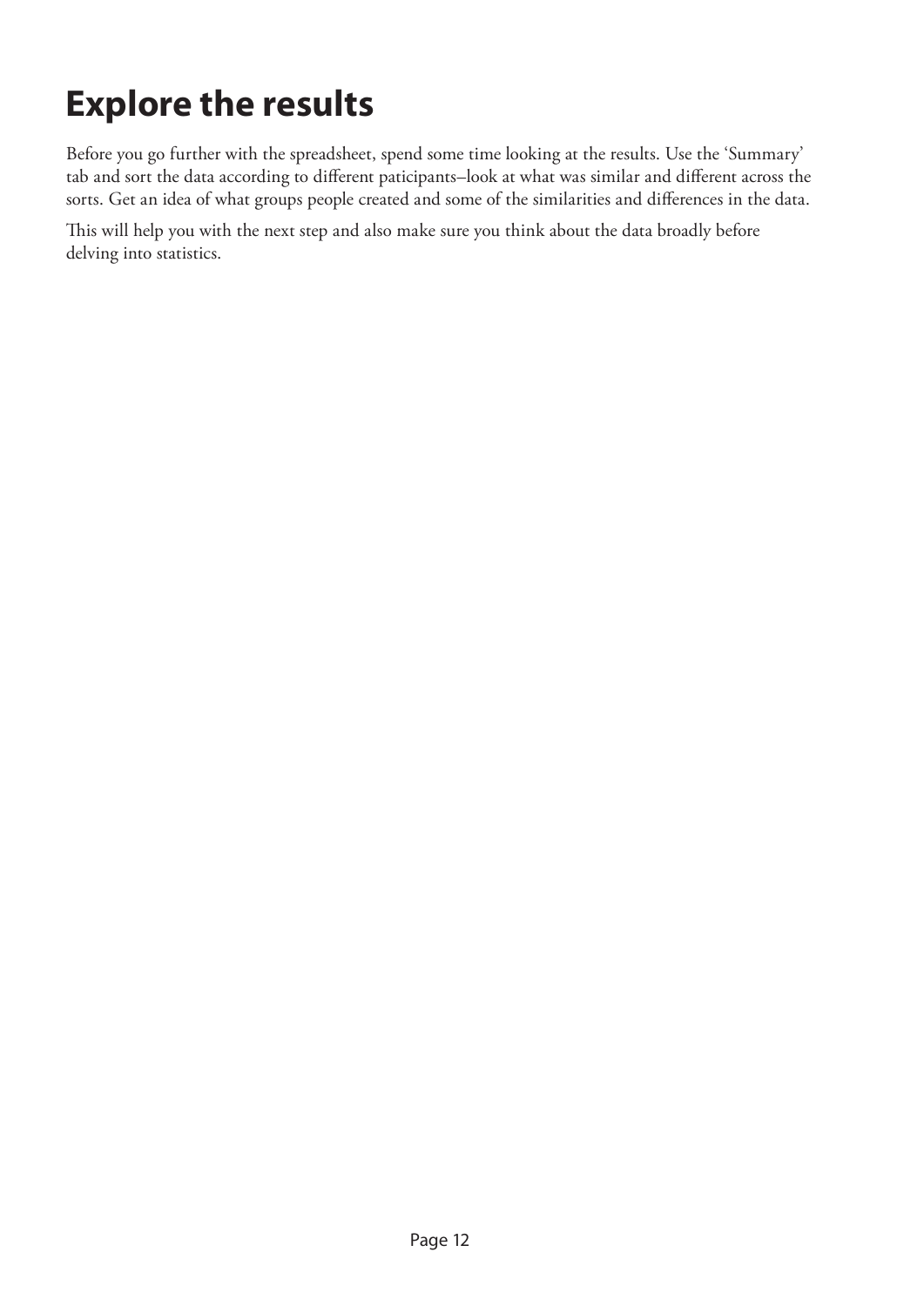# Explore the results

Before you go further with the spreadsheet, spend some time looking at the results. Use the 'Summary' tab and sort the data according to different paticipants–look at what was similar and different across the sorts. Get an idea of what groups people created and some of the similarities and differences in the data.

This will help you with the next step and also make sure you think about the data broadly before delving into statistics.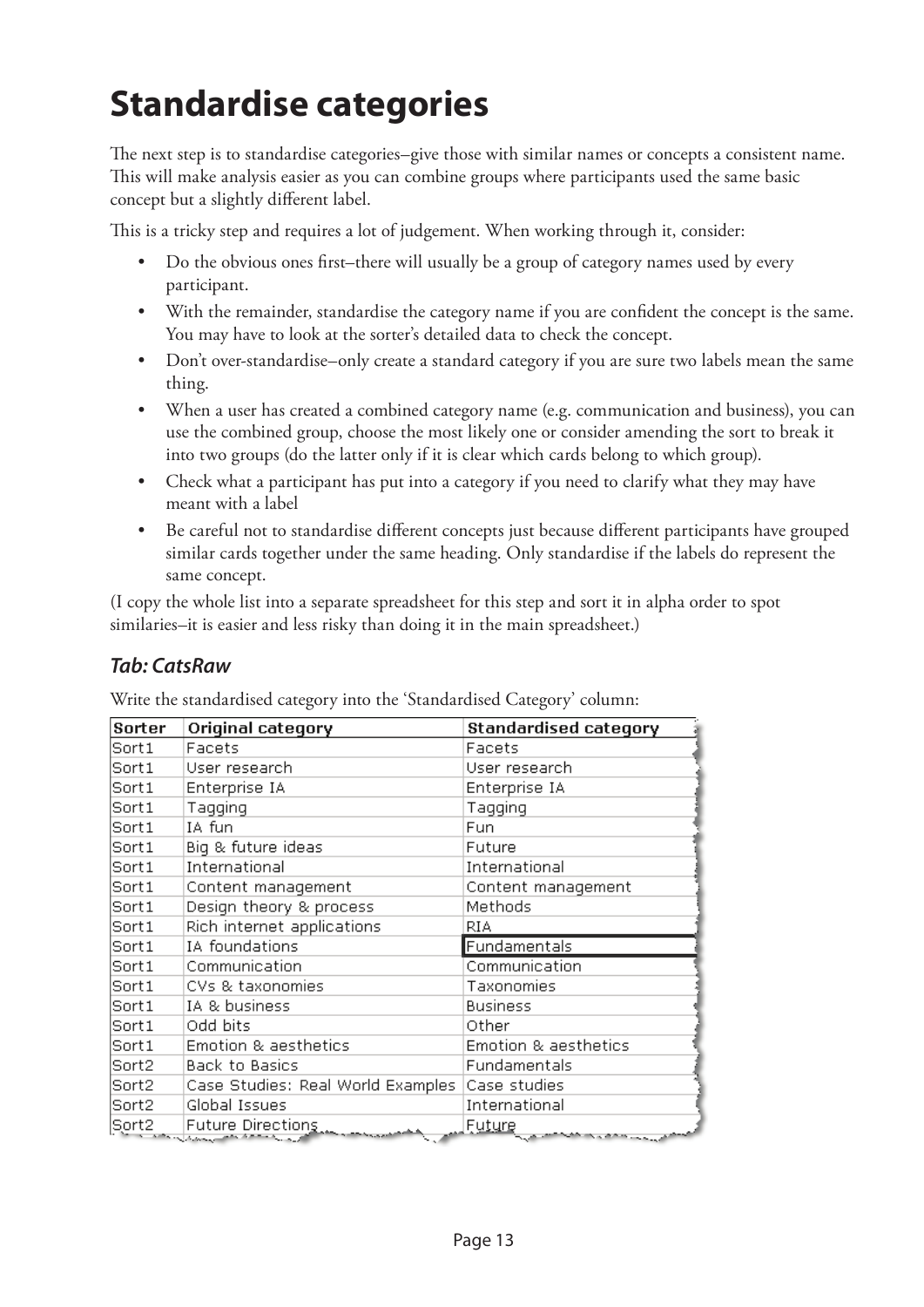# Standardise categories

The next step is to standardise categories–give those with similar names or concepts a consistent name. This will make analysis easier as you can combine groups where participants used the same basic concept but a slightly different label.

This is a tricky step and requires a lot of judgement. When working through it, consider:

- Do the obvious ones first–there will usually be a group of category names used by every participant.
- With the remainder, standardise the category name if you are confident the concept is the same. You may have to look at the sorter's detailed data to check the concept.
- Don't over-standardise–only create a standard category if you are sure two labels mean the same thing.
- When a user has created a combined category name (e.g. communication and business), you can use the combined group, choose the most likely one or consider amending the sort to break it into two groups (do the latter only if it is clear which cards belong to which group).
- Check what a participant has put into a category if you need to clarify what they may have meant with a label
- Be careful not to standardise different concepts just because different participants have grouped similar cards together under the same heading. Only standardise if the labels do represent the same concept.

(I copy the whole list into a separate spreadsheet for this step and sort it in alpha order to spot similaries–it is easier and less risky than doing it in the main spreadsheet.)

### *Tab: CatsRaw*

Write the standardised category into the 'Standardised Category' column:

| Sorter | Original category | Standardised category |
|---|---|---|
| Sort1 | Facets | Facets |
| Sort1 | User research | User research |
| Sort1 | Enterprise IA | Enterprise IA |
| Sort1 | Tagging | Tagging |
| Sort1 | IA fun | Fun |
| Sort1 | Big & future ideas | Future |
| Sort1 | International | International |
| Sort1 | Content management | Content management |
| Sort1 | Design theory & process | Methods |
| Sort1 | Rich internet applications | RIA |
| Sort1 | IA foundations | Fundamentals |
| Sort1 | Communication | Communication |
| Sort1 | CVs & taxonomies | Taxonomies |
| Sort1 | IA & business | Business |
| Sort1 | Odd bits | Other |
| Sort1 | Emotion & aesthetics | Emotion & aesthetics |
| Sort2 | Back to Basics | Fundamentals |
| Sort2 | Case Studies: Real World Examples | Case studies |
| Sort2 | Global Issues | International |
| Sort2 | Future Directions | Future |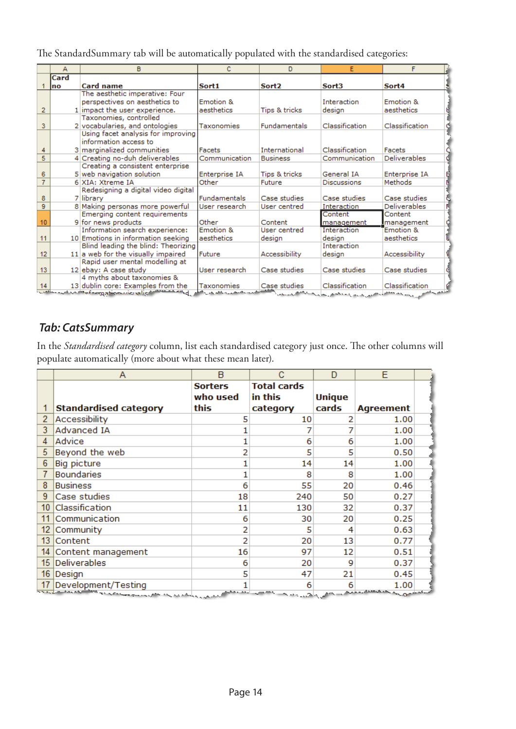The StandardSummary tab will be automatically populated with the standardised categories:

| Card no | Card name | Sort1 | Sort2 | Sort3 | Sort4 |
|---|---|---|---|---|---|
| 1 | The aesthetic imperative: Four perspectives on aesthetics to impact the user experience. | Emotion & aesthetics | Tips & tricks | Interaction design | Emotion & aesthetics |
| 2 | Taxonomies, controlled vocabularies, and ontologies | Taxonomies | Fundamentals | Classification | Classification |
| 3 | Using facet analysis for improving information access to marginalized communities | Facets | International | Classification | Facets |
| 4 | Creating no-duh deliverables | Communication | Business | Communication | Deliverables |
| 5 | Creating a consistent enterprise web navigation solution | Enterprise IA | Tips & tricks | General IA | Enterprise IA |
| 6 | XIA: Xtreme IA | Other | Future | Discussions | Methods |
| 7 | Redesigning a digital video digital library | Fundamentals | Case studies | Case studies | Case studies |
| 8 | Making personas more powerful | User research | User centred | Interaction | Deliverables |
| 9 | Emerging content requirements for news products | Other | Content | Content management | Content management |
| 10 | Information search experience: Emotions in information seeking | Emotion & aesthetics | User centred design | Interaction design | Emotion & aesthetics |
| 11 | Blind leading the blind: Theorizing a web for the visually impaired | Future | Accessibility | Interaction design | Accessibility |
| 12 | Rapid user mental modelling at ebay: A case study | User research | Case studies | Case studies | Case studies |
| 13 | 4 myths about taxonomies & dublin core: Examples from the | Taxonomies | Case studies | Classification | Classification |

## Tab: CatsSummary

In the *Standardised category* column, list each standardised category just once. The other columns will populate automatically (more about what these mean later).

| Standardised category | Sorters who used this | Total cards in this category | Unique cards | Agreement |
|---|---|---|---|---|
| Accessibility | 5 | 10 | 2 | 1.00 |
| Advanced IA | 1 | 7 | 7 | 1.00 |
| Advice | 1 | 6 | 6 | 1.00 |
| Beyond the web | 2 | 5 | 5 | 0.50 |
| Big picture | 1 | 14 | 14 | 1.00 |
| Boundaries | 1 | 8 | 8 | 1.00 |
| Business | 6 | 55 | 20 | 0.46 |
| Case studies | 18 | 240 | 50 | 0.27 |
| Classification | 11 | 130 | 32 | 0.37 |
| Communication | 6 | 30 | 20 | 0.25 |
| Community | 2 | 5 | 4 | 0.63 |
| Content | 2 | 20 | 13 | 0.77 |
| Content management | 16 | 97 | 12 | 0.51 |
| Deliverables | 6 | 20 | 9 | 0.37 |
| Design | 5 | 47 | 21 | 0.45 |
| Development/Testing | 1 | 6 | 6 | 1.00 |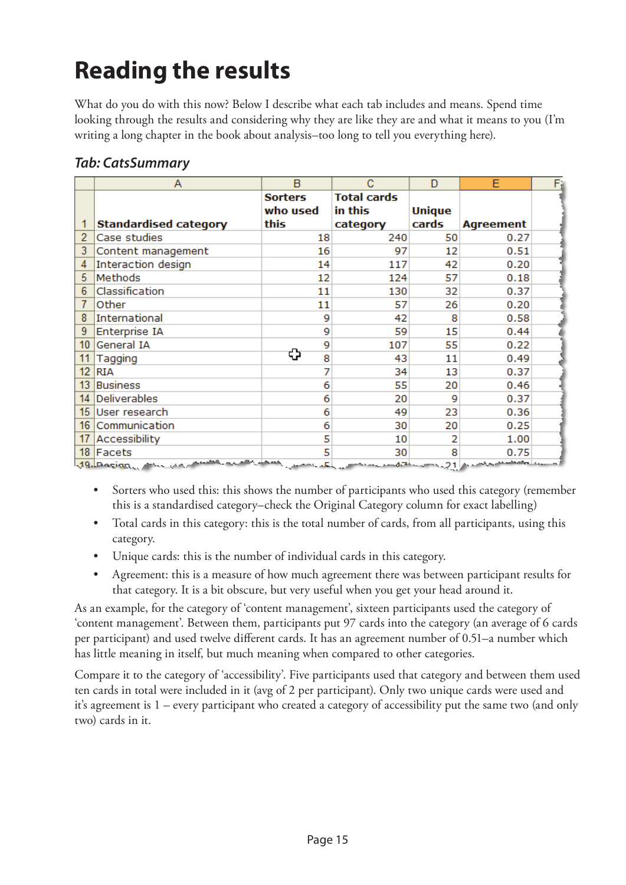# Reading the results

What do you do with this now? Below I describe what each tab includes and means. Spend time looking through the results and considering why they are like they are and what it means to you (I'm writing a long chapter in the book about analysis–too long to tell you everything here).

### *Tab: CatsSummary*

| Standardised category | Sorters who used this | Total cards in this category | Unique cards | Agreement |
|---|---|---|---|---|
| Case studies | 18 | 240 | 50 | 0.27 |
| Content management | 16 | 97 | 12 | 0.51 |
| Interaction design | 14 | 117 | 42 | 0.20 |
| Methods | 12 | 124 | 57 | 0.18 |
| Classification | 11 | 130 | 32 | 0.37 |
| Other | 11 | 57 | 26 | 0.20 |
| International | 9 | 42 | 8 | 0.58 |
| Enterprise IA | 9 | 59 | 15 | 0.44 |
| General IA | 9 | 107 | 55 | 0.22 |
| Tagging | 8 | 43 | 11 | 0.49 |
| RIA | 7 | 34 | 13 | 0.37 |
| Business | 6 | 55 | 20 | 0.46 |
| Deliverables | 6 | 20 | 9 | 0.37 |
| User research | 6 | 49 | 23 | 0.36 |
| Communication | 6 | 30 | 20 | 0.25 |
| Accessibility | 5 | 10 | 2 | 1.00 |
| Facets | 5 | 30 | 8 | 0.75 |
| Design | 5 | 47 | 21 | |

- Sorters who used this: this shows the number of participants who used this category (remember this is a standardised category–check the Original Category column for exact labelling)
- Total cards in this category: this is the total number of cards, from all participants, using this category.
- Unique cards: this is the number of individual cards in this category.
- Agreement: this is a measure of how much agreement there was between participant results for that category. It is a bit obscure, but very useful when you get your head around it.

As an example, for the category of 'content management', sixteen participants used the category of 'content management'. Between them, participants put 97 cards into the category (an average of 6 cards per participant) and used twelve different cards. It has an agreement number of 0.51–a number which has little meaning in itself, but much meaning when compared to other categories.

Compare it to the category of 'accessibility'. Five participants used that category and between them used ten cards in total were included in it (avg of 2 per participant). Only two unique cards were used and it's agreement is 1 – every participant who created a category of accessibility put the same two (and only two) cards in it.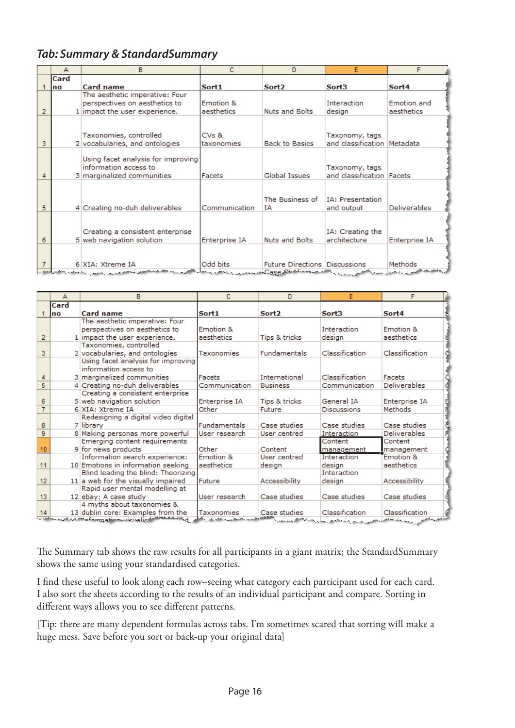*Tab: Summary & StandardSummary*

| | A | B | C | D | E | F |
|---|---|---|---|---|---|---|
| 1 | Card no | Card name | Sort1 | Sort2 | Sort3 | Sort4 |
| 2 | 1 | The aesthetic imperative: Four perspectives on aesthetics to impact the user experience. | Emotion & aesthetics | Nuts and Bolts | Interaction design | Emotion and aesthetics |
| 3 | 2 | Taxonomies, controlled vocabularies, and ontologies | CVs & taxonomies | Back to Basics | Taxonomy, tags and classification | Metadata |
| 4 | 3 | Using facet analysis for improving information access to marginalized communities | Facets | Global Issues | Taxonomy, tags and classification | Facets |
| 5 | 4 | Creating no-duh deliverables | Communication | The Business of IA | IA: Presentation and output | Deliverables |
| 6 | 5 | Creating a consistent enterprise web navigation solution | Enterprise IA | Nuts and Bolts | IA: Creating the architecture | Enterprise IA |
| 7 | 6 | XIA: Xtreme IA | Odd bits | Future Directions | Discussions | Methods |

| | A | B | C | D | E | F |
|---|---|---|---|---|---|---|
| 1 | Card no | Card name | Sort1 | Sort2 | Sort3 | Sort4 |
| 2 | 1 | The aesthetic imperative: Four perspectives on aesthetics to impact the user experience. | Emotion & aesthetics | Tips & tricks | Interaction design | Emotion & aesthetics |
| 3 | 2 | Taxonomies, controlled vocabularies, and ontologies | Taxonomies | Fundamentals | Classification | Classification |
| 4 | 3 | Using facet analysis for improving information access to marginalized communities | Facets | International | Classification | Facets |
| 5 | 4 | Creating no-duh deliverables | Communication | Business | Communication | Deliverables |
| 6 | 5 | Creating a consistent enterprise web navigation solution | Enterprise IA | Tips & tricks | General IA | Enterprise IA |
| 7 | 6 | XIA: Xtreme IA | Other | Future | Discussions | Methods |
| 8 | 7 | Redesigning a digital video digital library | Fundamentals | Case studies | Case studies | Case studies |
| 9 | 8 | Making personas more powerful | User research | User centred | Interaction | Deliverables |
| 10 | 9 | Emerging content requirements for news products | Other | Content | Content management | Content management |
| 11 | 10 | Information search experience: Emotions in information seeking | Emotion & aesthetics | User centred design | Interaction design | Emotion & aesthetics |
| 12 | 11 | Blind leading the blind: Theorizing a web for the visually impaired | Future | Accessibility | Interaction design | Accessibility |
| 13 | 12 | Rapid user mental modelling at ebay: A case study | User research | Case studies | Case studies | Case studies |
| 14 | 13 | 4 myths about taxonomies & dublin core: Examples from the | Taxonomies | Case studies | Classification | Classification |

The Summary tab shows the raw results for all participants in a giant matrix; the StandardSummary shows the same using your standardised categories.

I find these useful to look along each row–seeing what category each participant used for each card. I also sort the sheets according to the results of an individual participant and compare. Sorting in different ways allows you to see different patterns.

[Tip: there are many dependent formulas across tabs. I'm sometimes scared that sorting will make a huge mess. Save before you sort or back-up your original data]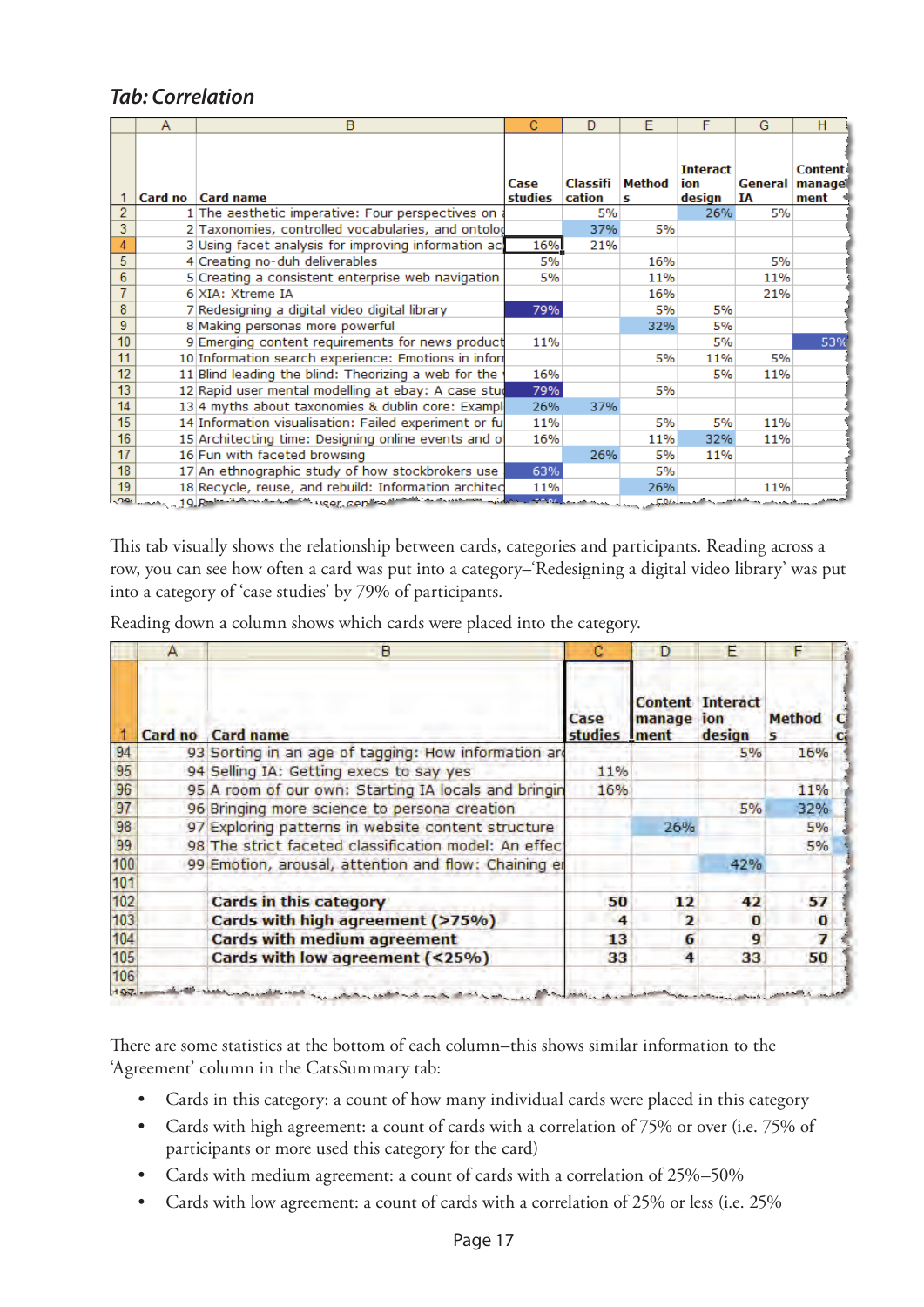### *Tab: Correlation*

| | A | B | C | D | E | F | G | H |
|---|---|---|---|---|---|---|---|---|
| 1 | Card no | Card name | Case studies | Classification | Methods | Interaction design | General IA | Content management |
| 2 | 1 | The aesthetic imperative: Four perspectives on | | 5% | | 26% | 5% | |
| 3 | 2 | Taxonomies, controlled vocabularies, and ontolog | | 37% | 5% | | | |
| 4 | 3 | Using facet analysis for improving information ac | 16% | 21% | | | | |
| 5 | 4 | Creating no-duh deliverables | 5% | | 16% | | 5% | |
| 6 | 5 | Creating a consistent enterprise web navigation | 5% | | 11% | | 11% | |
| 7 | 6 | XIA: Xtreme IA | | | 16% | | 21% | |
| 8 | 7 | Redesigning a digital video digital library | 79% | | 5% | 5% | | |
| 9 | 8 | Making personas more powerful | | | 32% | 5% | | |
| 10 | 9 | Emerging content requirements for news product | 11% | | | 5% | | 53% |
| 11 | 10 | Information search experience: Emotions in infor | | | 5% | 11% | 5% | |
| 12 | 11 | Blind leading the blind: Theorizing a web for the | 16% | | | 5% | 11% | |
| 13 | 12 | Rapid user mental modelling at ebay: A case stu | 79% | | 5% | | | |
| 14 | 13 | 4 myths about taxonomies & dublin core: Exampl | 26% | 37% | | | | |
| 15 | 14 | Information visualisation: Failed experiment or fu | 11% | | 5% | 5% | 11% | |
| 16 | 15 | Architecting time: Designing online events and o | 16% | | 11% | 32% | 11% | |
| 17 | 16 | Fun with faceted browsing | | 26% | 5% | 11% | | |
| 18 | 17 | An ethnographic study of how stockbrokers use | 63% | | 5% | | | |
| 19 | 18 | Recycle, reuse, and rebuild: Information architec | 11% | | 26% | | 11% | |

This tab visually shows the relationship between cards, categories and participants. Reading across a row, you can see how often a card was put into a category–'Redesigning a digital video library' was put into a category of 'case studies' by 79% of participants.

Reading down a column shows which cards were placed into the category.

| | A | B | C | D | E | F |
|---|---|---|---|---|---|---|
| 1 | Card no | Card name | Case studies | Content management | Interaction design | Methods |
| 94 | 93 | Sorting in an age of tagging: How information ar | | | 5% | 16% |
| 95 | 94 | Selling IA: Getting execs to say yes | 11% | | | |
| 96 | 95 | A room of our own: Starting IA locals and bringin | 16% | | | 11% |
| 97 | 96 | Bringing more science to persona creation | | | 5% | 32% |
| 98 | 97 | Exploring patterns in website content structure | | 26% | | 5% |
| 99 | 98 | The strict faceted classification model: An effec | | | | 5% |
| 100 | 99 | Emotion, arousal, attention and flow: Chaining er | | | 42% | |
| 101 | | | | | | |
| 102 | | Cards in this category | 50 | 12 | 42 | 57 |
| 103 | | Cards with high agreement (>75%) | 4 | 2 | 0 | 0 |
| 104 | | Cards with medium agreement | 13 | 6 | 9 | 7 |
| 105 | | Cards with low agreement (<25%) | 33 | 4 | 33 | 50 |
| 106 | | | | | | |

There are some statistics at the bottom of each column–this shows similar information to the 'Agreement' column in the CatsSummary tab:

- Cards in this category: a count of how many individual cards were placed in this category
- Cards with high agreement: a count of cards with a correlation of 75% or over (i.e. 75% of participants or more used this category for the card)
- Cards with medium agreement: a count of cards with a correlation of 25%–50%
- Cards with low agreement: a count of cards with a correlation of 25% or less (i.e. 25%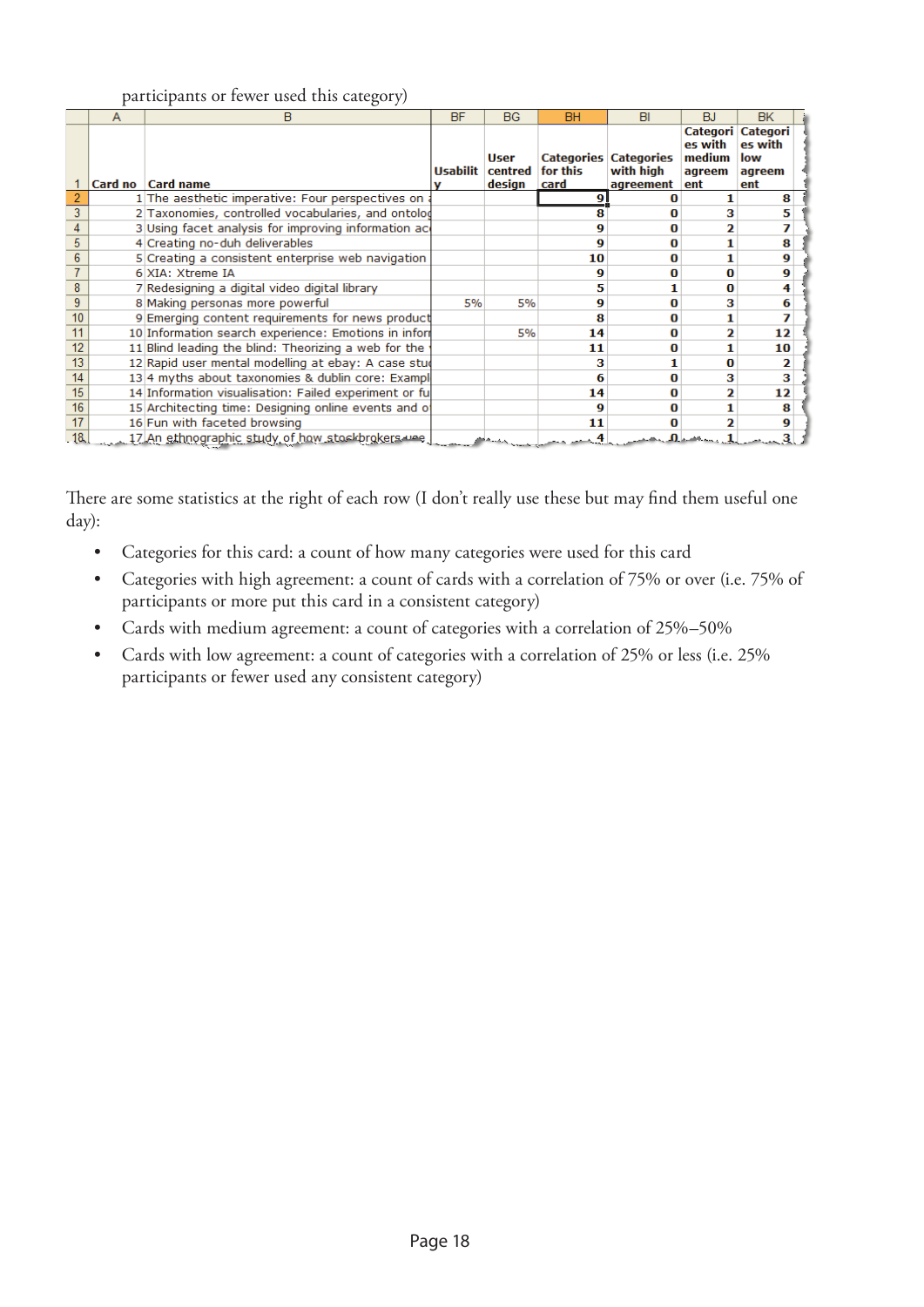participants or fewer used this category)

| | A | B | BF | BG | BH | BI | BJ | BK |
|---|---|---|---|---|---|---|---|---|
| 1 | Card no | Card name | Usability | User centred design | Categories for this card | Categories with high agreement | Categories with medium agreement | Categories with low agreement |
| 2 | 1 | The aesthetic imperative: Four perspectives on a | | | 9 | 0 | 1 | 8 |
| 3 | 2 | Taxonomies, controlled vocabularies, and ontolog | | | 8 | 0 | 3 | 5 |
| 4 | 3 | Using facet analysis for improving information ac | | | 9 | 0 | 2 | 7 |
| 5 | 4 | Creating no-duh deliverables | | | 9 | 0 | 1 | 8 |
| 6 | 5 | Creating a consistent enterprise web navigation | | | 10 | 0 | 1 | 9 |
| 7 | 6 | XIA: Xtreme IA | | | 9 | 0 | 0 | 9 |
| 8 | 7 | Redesigning a digital video digital library | | | 5 | 1 | 0 | 4 |
| 9 | 8 | Making personas more powerful | 5% | 5% | 9 | 0 | 3 | 6 |
| 10 | 9 | Emerging content requirements for news product | | | 8 | 0 | 1 | 7 |
| 11 | 10 | Information search experience: Emotions in infor | | 5% | 14 | 0 | 2 | 12 |
| 12 | 11 | Blind leading the blind: Theorizing a web for the | | | 11 | 0 | 1 | 10 |
| 13 | 12 | Rapid user mental modelling at ebay: A case stu | | | 3 | 1 | 0 | 2 |
| 14 | 13 | 4 myths about taxonomies & dublin core: Exampl | | | 6 | 0 | 3 | 3 |
| 15 | 14 | Information visualisation: Failed experiment or fu | | | 14 | 0 | 2 | 12 |
| 16 | 15 | Architecting time: Designing online events and o | | | 9 | 0 | 1 | 8 |
| 17 | 16 | Fun with faceted browsing | | | 11 | 0 | 2 | 9 |
| 18 | 17 | An ethnographic study of how stockbrokers use | | | 4 | 0 | 1 | 3 |

There are some statistics at the right of each row (I don't really use these but may find them useful one day):

- Categories for this card: a count of how many categories were used for this card
- Categories with high agreement: a count of cards with a correlation of 75% or over (i.e. 75% of participants or more put this card in a consistent category)
- Cards with medium agreement: a count of categories with a correlation of 25%–50%
- Cards with low agreement: a count of categories with a correlation of 25% or less (i.e. 25% participants or fewer used any consistent category)